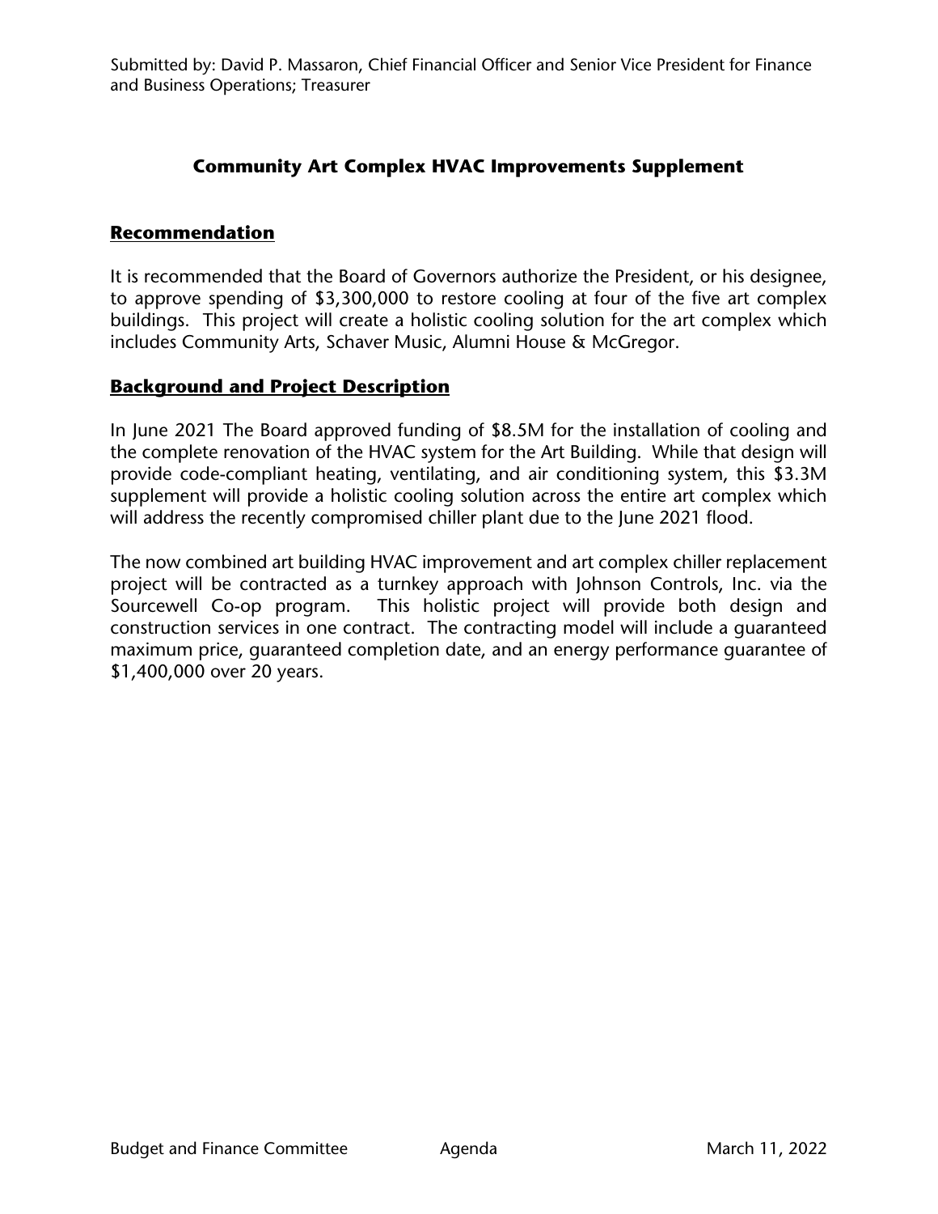Submitted by: David P. Massaron, Chief Financial Officer and Senior Vice President for Finance and Business Operations; Treasurer

## Community Art Complex HVAC Improvements Supplement

### Recommendation

It is recommended that the Board of Governors authorize the President, or his designee, to approve spending of $3,300,000 to restore cooling at four of the five art complex buildings. This project will create a holistic cooling solution for the art complex which includes Community Arts, Schaver Music, Alumni House & McGregor.

### Background and Project Description

In June 2021 The Board approved funding of $8.5M for the installation of cooling and the complete renovation of the HVAC system for the Art Building. While that design will provide code-compliant heating, ventilating, and air conditioning system, this $3.3M supplement will provide a holistic cooling solution across the entire art complex which will address the recently compromised chiller plant due to the June 2021 flood.

The now combined art building HVAC improvement and art complex chiller replacement project will be contracted as a turnkey approach with Johnson Controls, Inc. via the Sourcewell Co-op program. This holistic project will provide both design and construction services in one contract. The contracting model will include a guaranteed maximum price, guaranteed completion date, and an energy performance guarantee of $1,400,000 over 20 years.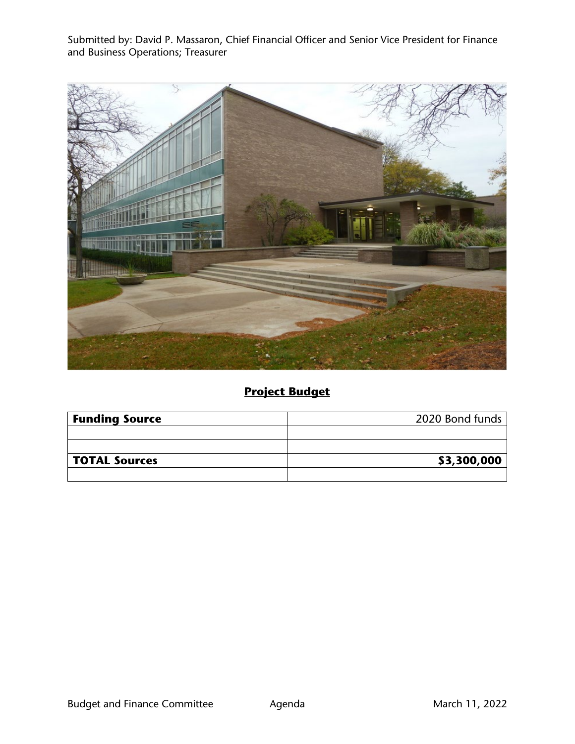Submitted by: David P. Massaron, Chief Financial Officer and Senior Vice President for Finance and Business Operations; Treasurer

## **Project Budget**

| | |
|---|---|
| **Funding Source** | 2020 Bond funds |
| | |
| | |
| **TOTAL Sources** | **$3,300,000** |
| | |